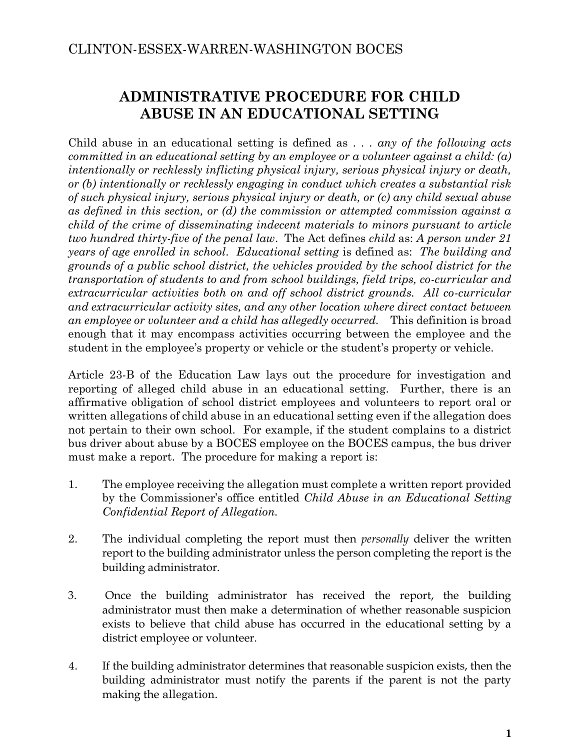CLINTON-ESSEX-WARREN-WASHINGTON BOCES

# ADMINISTRATIVE PROCEDURE FOR CHILD ABUSE IN AN EDUCATIONAL SETTING

Child abuse in an educational setting is defined as . . . *any of the following acts committed in an educational setting by an employee or a volunteer against a child: (a) intentionally or recklessly inflicting physical injury, serious physical injury or death, or (b) intentionally or recklessly engaging in conduct which creates a substantial risk of such physical injury, serious physical injury or death, or (c) any child sexual abuse as defined in this section, or (d) the commission or attempted commission against a child of the crime of disseminating indecent materials to minors pursuant to article two hundred thirty-five of the penal law*. The Act defines *child* as: *A person under 21 years of age enrolled in school*. *Educational setting* is defined as: *The building and grounds of a public school district, the vehicles provided by the school district for the transportation of students to and from school buildings, field trips, co-curricular and extracurricular activities both on and off school district grounds. All co-curricular and extracurricular activity sites, and any other location where direct contact between an employee or volunteer and a child has allegedly occurred.* This definition is broad enough that it may encompass activities occurring between the employee and the student in the employee's property or vehicle or the student's property or vehicle.

Article 23-B of the Education Law lays out the procedure for investigation and reporting of alleged child abuse in an educational setting. Further, there is an affirmative obligation of school district employees and volunteers to report oral or written allegations of child abuse in an educational setting even if the allegation does not pertain to their own school. For example, if the student complains to a district bus driver about abuse by a BOCES employee on the BOCES campus, the bus driver must make a report. The procedure for making a report is:

1. The employee receiving the allegation must complete a written report provided by the Commissioner's office entitled *Child Abuse in an Educational Setting Confidential Report of Allegation.*

2. The individual completing the report must then *personally* deliver the written report to the building administrator unless the person completing the report is the building administrator.

3. Once the building administrator has received the report, the building administrator must then make a determination of whether reasonable suspicion exists to believe that child abuse has occurred in the educational setting by a district employee or volunteer.

4. If the building administrator determines that reasonable suspicion exists, then the building administrator must notify the parents if the parent is not the party making the allegation.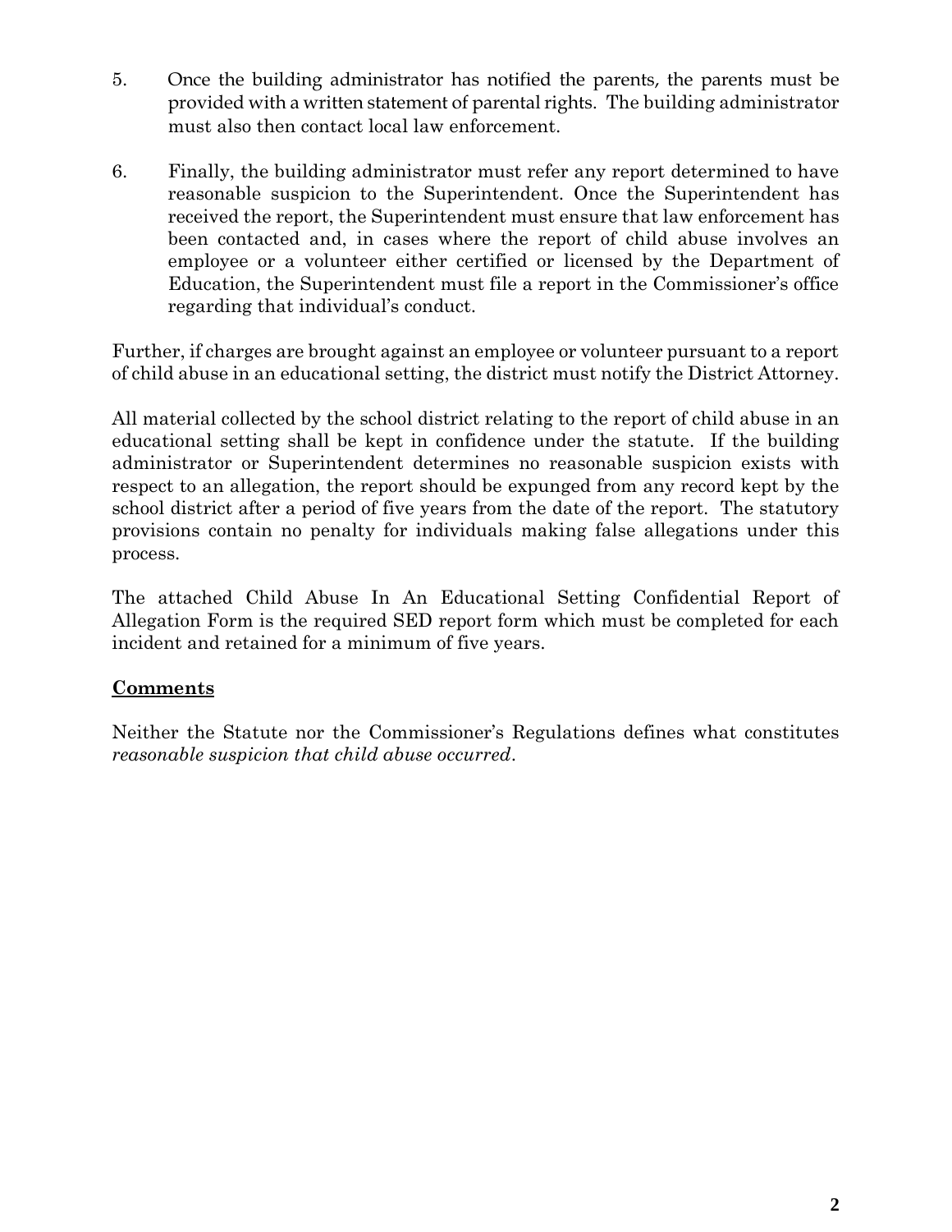5. Once the building administrator has notified the parents, the parents must be provided with a written statement of parental rights. The building administrator must also then contact local law enforcement.

6. Finally, the building administrator must refer any report determined to have reasonable suspicion to the Superintendent. Once the Superintendent has received the report, the Superintendent must ensure that law enforcement has been contacted and, in cases where the report of child abuse involves an employee or a volunteer either certified or licensed by the Department of Education, the Superintendent must file a report in the Commissioner's office regarding that individual's conduct.

Further, if charges are brought against an employee or volunteer pursuant to a report of child abuse in an educational setting, the district must notify the District Attorney.

All material collected by the school district relating to the report of child abuse in an educational setting shall be kept in confidence under the statute. If the building administrator or Superintendent determines no reasonable suspicion exists with respect to an allegation, the report should be expunged from any record kept by the school district after a period of five years from the date of the report. The statutory provisions contain no penalty for individuals making false allegations under this process.

The attached Child Abuse In An Educational Setting Confidential Report of Allegation Form is the required SED report form which must be completed for each incident and retained for a minimum of five years.

**Comments**

Neither the Statute nor the Commissioner's Regulations defines what constitutes *reasonable suspicion that child abuse occurred*.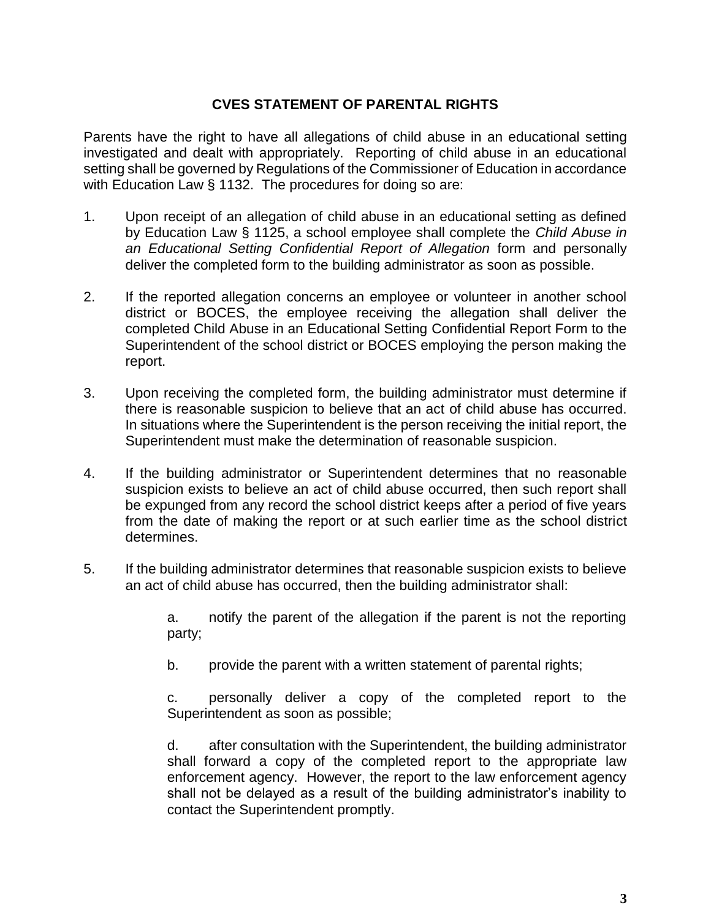## CVES STATEMENT OF PARENTAL RIGHTS

Parents have the right to have all allegations of child abuse in an educational setting investigated and dealt with appropriately. Reporting of child abuse in an educational setting shall be governed by Regulations of the Commissioner of Education in accordance with Education Law § 1132. The procedures for doing so are:

1. Upon receipt of an allegation of child abuse in an educational setting as defined by Education Law § 1125, a school employee shall complete the *Child Abuse in an Educational Setting Confidential Report of Allegation* form and personally deliver the completed form to the building administrator as soon as possible.

2. If the reported allegation concerns an employee or volunteer in another school district or BOCES, the employee receiving the allegation shall deliver the completed Child Abuse in an Educational Setting Confidential Report Form to the Superintendent of the school district or BOCES employing the person making the report.

3. Upon receiving the completed form, the building administrator must determine if there is reasonable suspicion to believe that an act of child abuse has occurred. In situations where the Superintendent is the person receiving the initial report, the Superintendent must make the determination of reasonable suspicion.

4. If the building administrator or Superintendent determines that no reasonable suspicion exists to believe an act of child abuse occurred, then such report shall be expunged from any record the school district keeps after a period of five years from the date of making the report or at such earlier time as the school district determines.

5. If the building administrator determines that reasonable suspicion exists to believe an act of child abuse has occurred, then the building administrator shall:

   a. notify the parent of the allegation if the parent is not the reporting party;

   b. provide the parent with a written statement of parental rights;

   c. personally deliver a copy of the completed report to the Superintendent as soon as possible;

   d. after consultation with the Superintendent, the building administrator shall forward a copy of the completed report to the appropriate law enforcement agency. However, the report to the law enforcement agency shall not be delayed as a result of the building administrator's inability to contact the Superintendent promptly.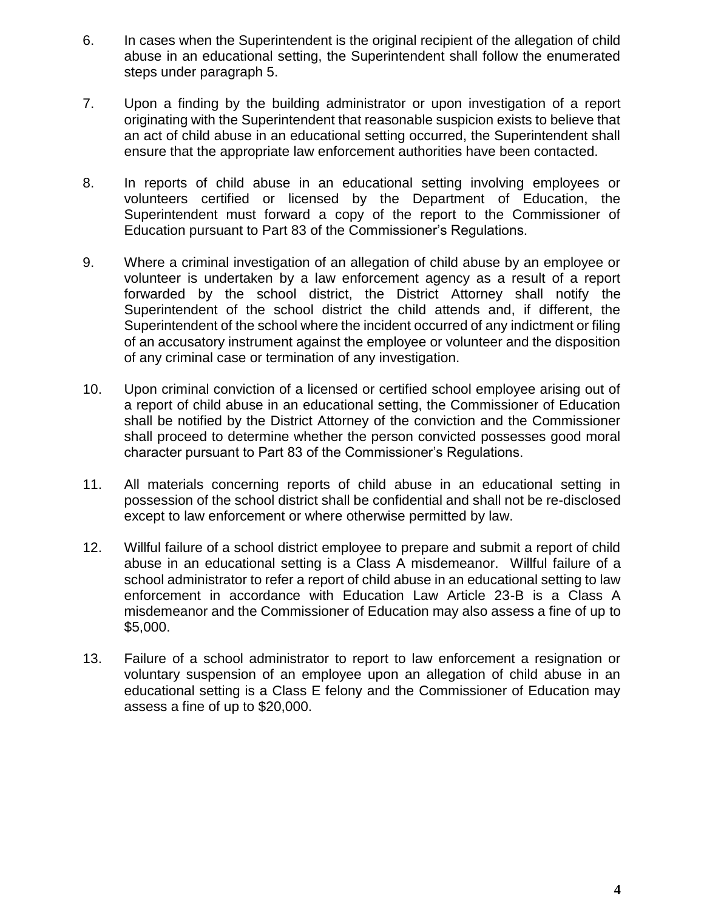6. In cases when the Superintendent is the original recipient of the allegation of child abuse in an educational setting, the Superintendent shall follow the enumerated steps under paragraph 5.

7. Upon a finding by the building administrator or upon investigation of a report originating with the Superintendent that reasonable suspicion exists to believe that an act of child abuse in an educational setting occurred, the Superintendent shall ensure that the appropriate law enforcement authorities have been contacted.

8. In reports of child abuse in an educational setting involving employees or volunteers certified or licensed by the Department of Education, the Superintendent must forward a copy of the report to the Commissioner of Education pursuant to Part 83 of the Commissioner's Regulations.

9. Where a criminal investigation of an allegation of child abuse by an employee or volunteer is undertaken by a law enforcement agency as a result of a report forwarded by the school district, the District Attorney shall notify the Superintendent of the school district the child attends and, if different, the Superintendent of the school where the incident occurred of any indictment or filing of an accusatory instrument against the employee or volunteer and the disposition of any criminal case or termination of any investigation.

10. Upon criminal conviction of a licensed or certified school employee arising out of a report of child abuse in an educational setting, the Commissioner of Education shall be notified by the District Attorney of the conviction and the Commissioner shall proceed to determine whether the person convicted possesses good moral character pursuant to Part 83 of the Commissioner's Regulations.

11. All materials concerning reports of child abuse in an educational setting in possession of the school district shall be confidential and shall not be re-disclosed except to law enforcement or where otherwise permitted by law.

12. Willful failure of a school district employee to prepare and submit a report of child abuse in an educational setting is a Class A misdemeanor. Willful failure of a school administrator to refer a report of child abuse in an educational setting to law enforcement in accordance with Education Law Article 23-B is a Class A misdemeanor and the Commissioner of Education may also assess a fine of up to $5,000.

13. Failure of a school administrator to report to law enforcement a resignation or voluntary suspension of an employee upon an allegation of child abuse in an educational setting is a Class E felony and the Commissioner of Education may assess a fine of up to $20,000.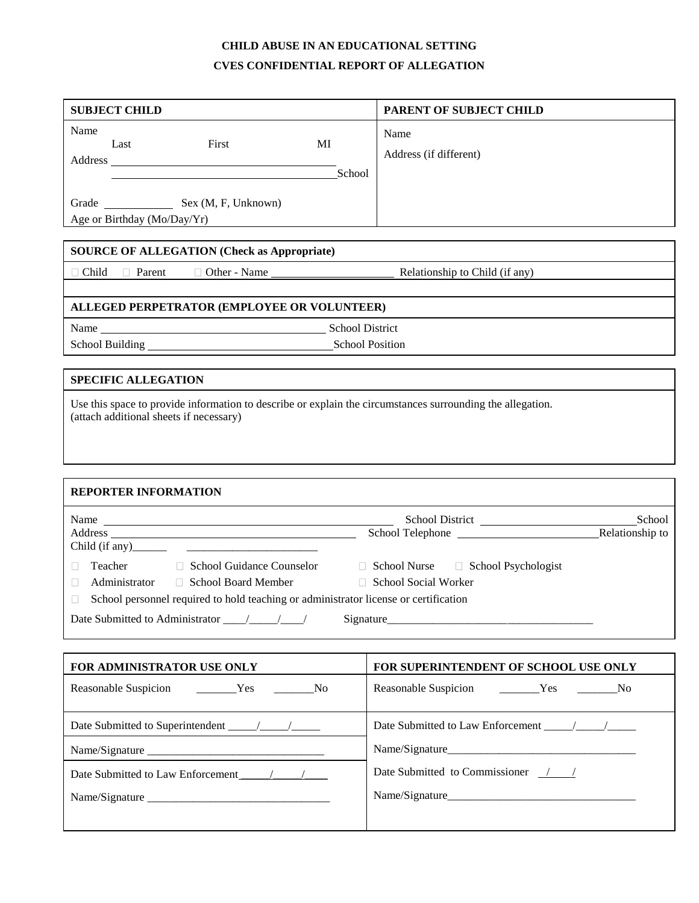**CHILD ABUSE IN AN EDUCATIONAL SETTING**

**CVES CONFIDENTIAL REPORT OF ALLEGATION**

| **SUBJECT CHILD** | **PARENT OF SUBJECT CHILD** |
|---|---|
| Name<br>Last First MI<br>Address ______________________<br>______________________ School<br><br>Grade ________ Sex (M, F, Unknown)<br>Age or Birthday (Mo/Day/Yr) | Name<br><br>Address (if different) |

| **SOURCE OF ALLEGATION (Check as Appropriate)** |
|---|
| ☐ Child ☐ Parent ☐ Other - Name ______________ Relationship to Child (if any) |
| |

| **ALLEGED PERPETRATOR (EMPLOYEE OR VOLUNTEER)** |
|---|
| Name ______________________ School District |
| School Building ______________________ School Position |

| **SPECIFIC ALLEGATION** |
|---|
| Use this space to provide information to describe or explain the circumstances surrounding the allegation.<br>(attach additional sheets if necessary) |

| **REPORTER INFORMATION** |
|---|
| Name ______________________ School District ______________ School<br>Address ______________________ School Telephone ______________ Relationship to<br>Child (if any)______ ______________ |
| ☐ Teacher ☐ School Guidance Counselor ☐ School Nurse ☐ School Psychologist<br>☐ Administrator ☐ School Board Member ☐ School Social Worker<br>☐ School personnel required to hold teaching or administrator license or certification |
| Date Submitted to Administrator ____/_____/____/ Signature______________________ |

| **FOR ADMINISTRATOR USE ONLY** | **FOR SUPERINTENDENT OF SCHOOL USE ONLY** |
|---|---|
| Reasonable Suspicion _______Yes _______No | Reasonable Suspicion _______Yes _______No |
| Date Submitted to Superintendent _____/_____/_____ | Date Submitted to Law Enforcement _____/_____/_____ |
| Name/Signature ______________________ | Name/Signature______________________ |
| Date Submitted to Law Enforcement_____/_____/____ | Date Submitted to Commissioner __/___/ |
| Name/Signature ______________________ | Name/Signature______________________ |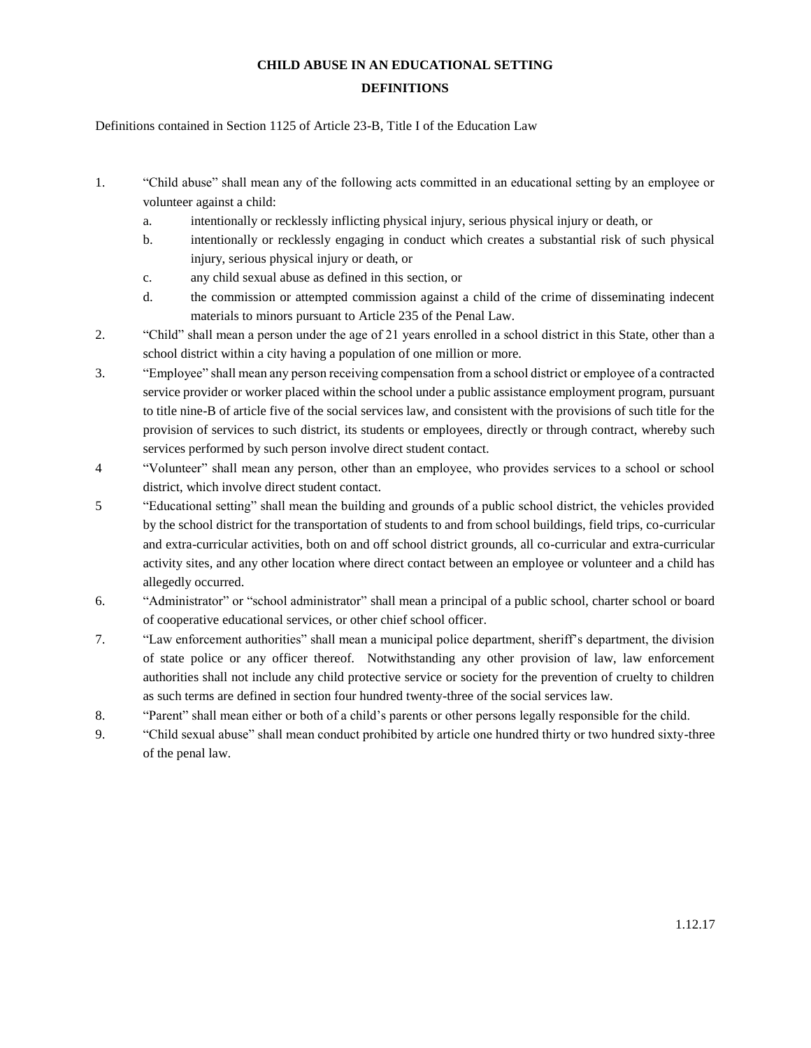## CHILD ABUSE IN AN EDUCATIONAL SETTING

## DEFINITIONS

Definitions contained in Section 1125 of Article 23-B, Title I of the Education Law

1. "Child abuse" shall mean any of the following acts committed in an educational setting by an employee or volunteer against a child:
   a. intentionally or recklessly inflicting physical injury, serious physical injury or death, or
   b. intentionally or recklessly engaging in conduct which creates a substantial risk of such physical injury, serious physical injury or death, or
   c. any child sexual abuse as defined in this section, or
   d. the commission or attempted commission against a child of the crime of disseminating indecent materials to minors pursuant to Article 235 of the Penal Law.
2. "Child" shall mean a person under the age of 21 years enrolled in a school district in this State, other than a school district within a city having a population of one million or more.
3. "Employee" shall mean any person receiving compensation from a school district or employee of a contracted service provider or worker placed within the school under a public assistance employment program, pursuant to title nine-B of article five of the social services law, and consistent with the provisions of such title for the provision of services to such district, its students or employees, directly or through contract, whereby such services performed by such person involve direct student contact.
4. "Volunteer" shall mean any person, other than an employee, who provides services to a school or school district, which involve direct student contact.
5. "Educational setting" shall mean the building and grounds of a public school district, the vehicles provided by the school district for the transportation of students to and from school buildings, field trips, co-curricular and extra-curricular activities, both on and off school district grounds, all co-curricular and extra-curricular activity sites, and any other location where direct contact between an employee or volunteer and a child has allegedly occurred.
6. "Administrator" or "school administrator" shall mean a principal of a public school, charter school or board of cooperative educational services, or other chief school officer.
7. "Law enforcement authorities" shall mean a municipal police department, sheriff's department, the division of state police or any officer thereof. Notwithstanding any other provision of law, law enforcement authorities shall not include any child protective service or society for the prevention of cruelty to children as such terms are defined in section four hundred twenty-three of the social services law.
8. "Parent" shall mean either or both of a child's parents or other persons legally responsible for the child.
9. "Child sexual abuse" shall mean conduct prohibited by article one hundred thirty or two hundred sixty-three of the penal law.

1.12.17